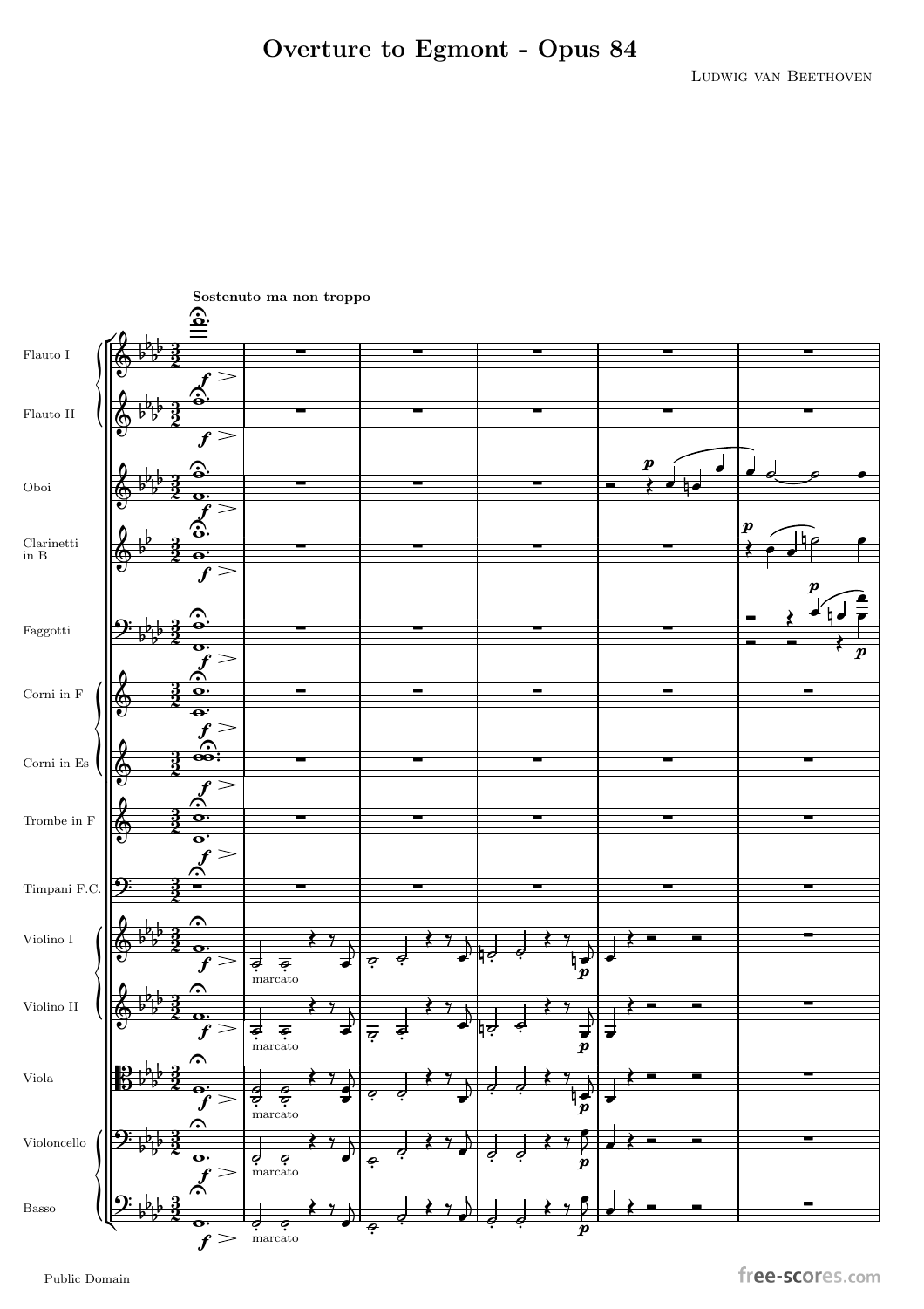# Overture to Egmont - Opus 84

Ludwig van Beethoven

Sostenuto ma non troppo

Flauto I

Flauto II

Oboi

Clarinetti in B

Faggotti

Corni in F

Corni in Es

Trombe in F

Timpani F.C.

Violino I

Violino II

Viola

Violoncello

Basso

Public Domain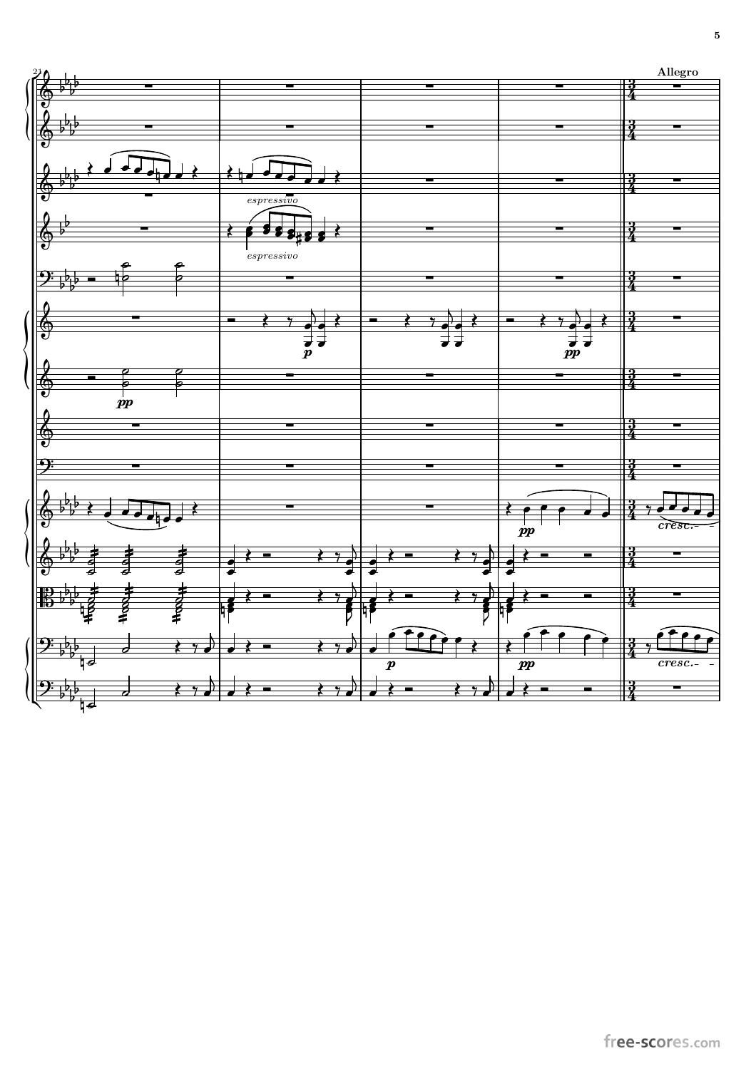**Allegro**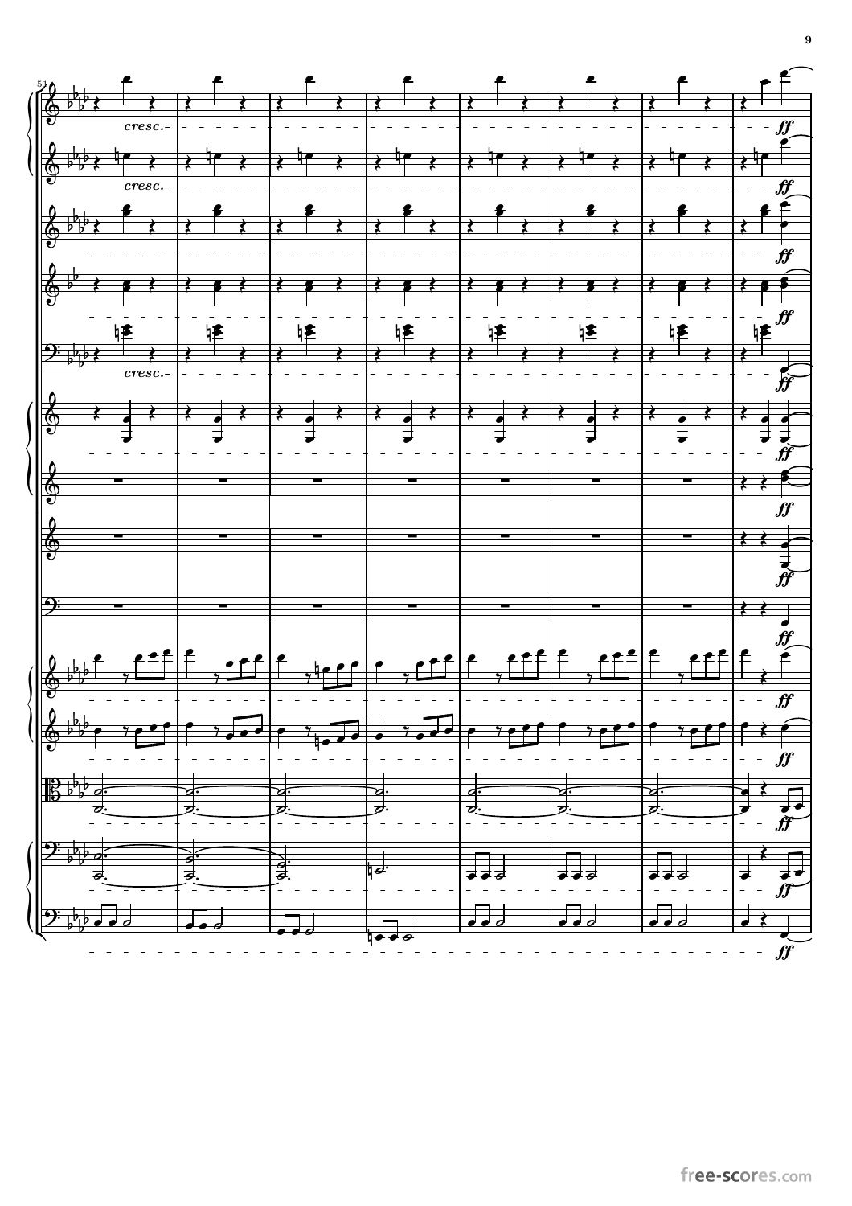cresc.

cresc.

cresc.

ff

ff

ff

ff

ff

ff

ff

ff

ff

ff

ff

ff

ff

ff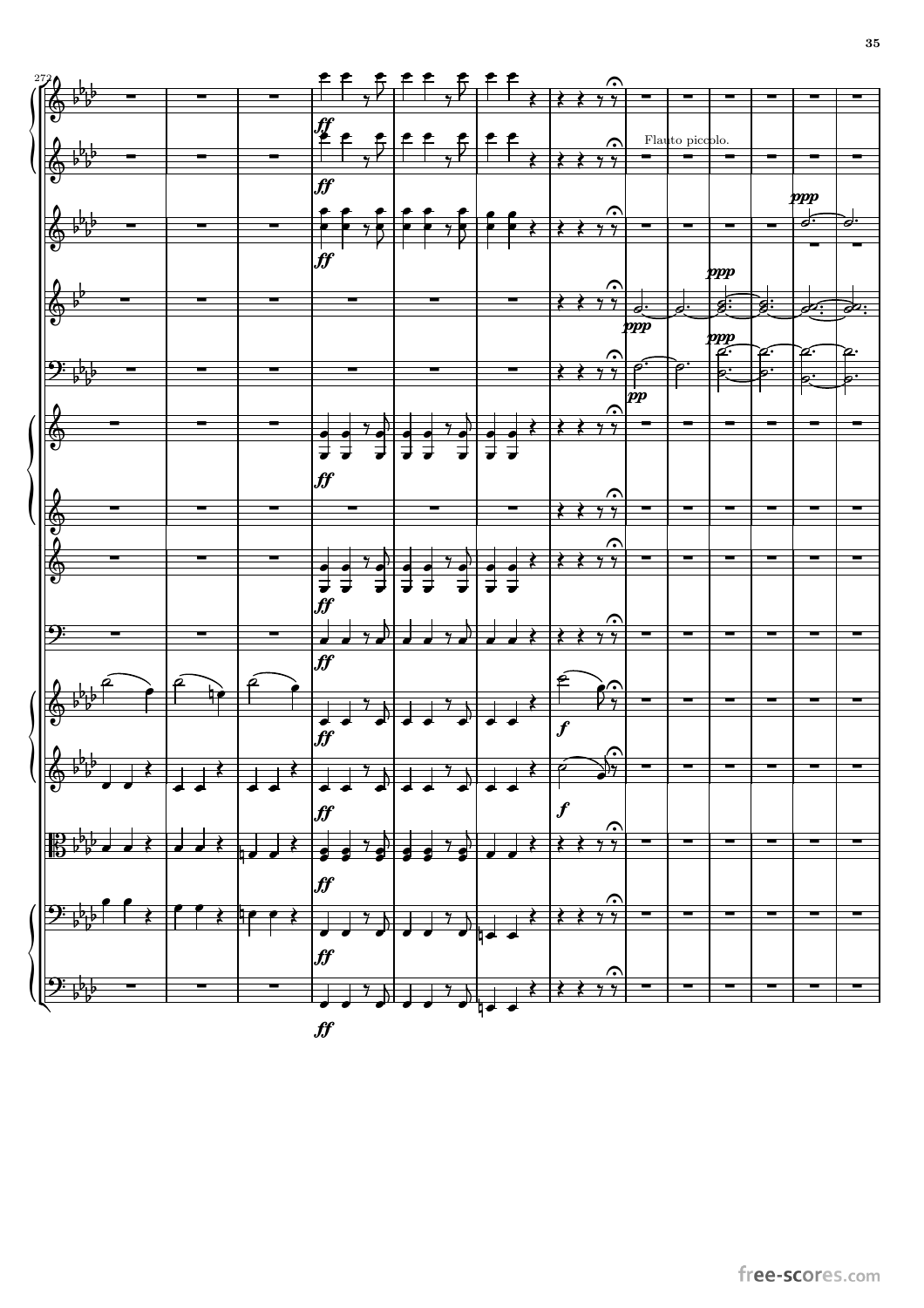Flauto piccolo.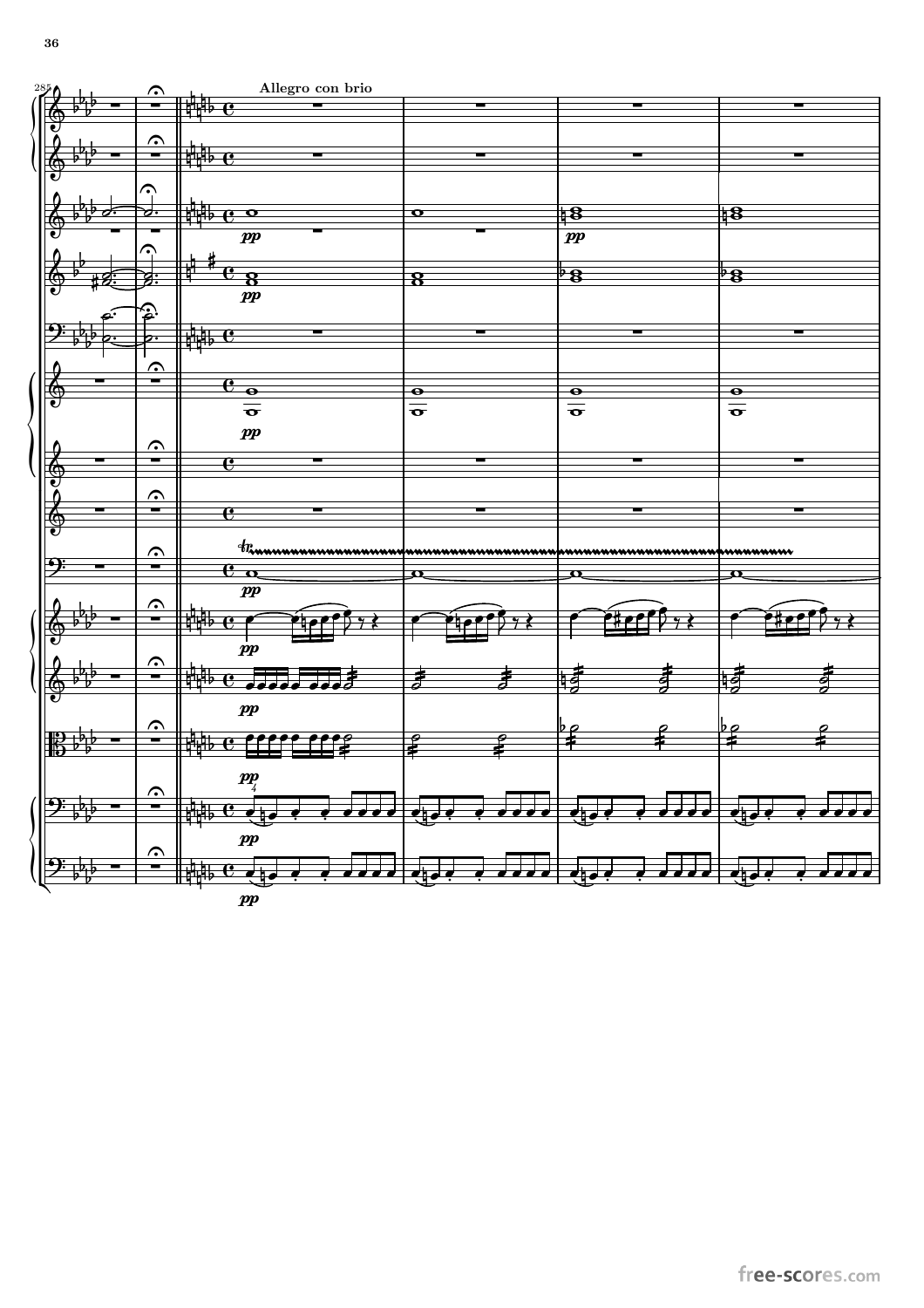Allegro con brio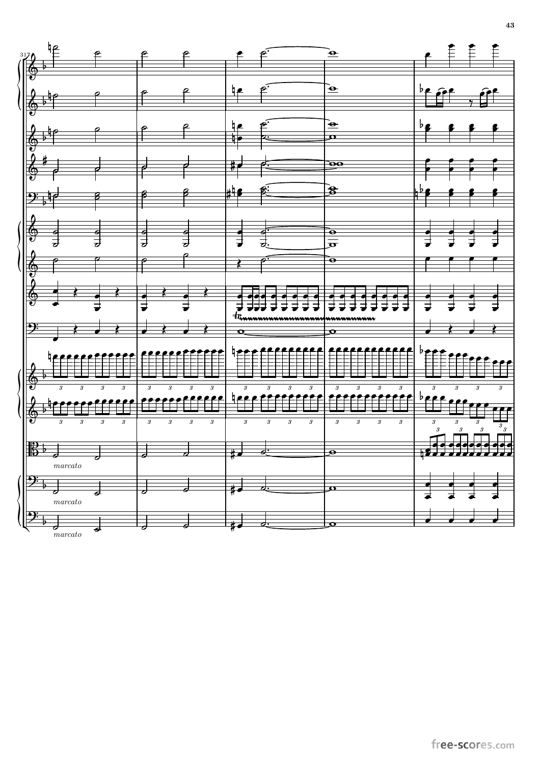317

*marcato*

*marcato*

*marcato*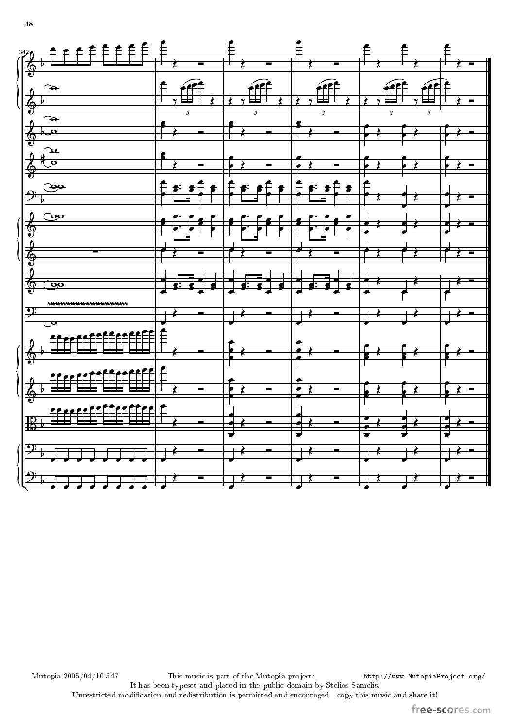Mutopia-2005/04/10-547 This music is part of the Mutopia project: http://www.MutopiaProject.org/

It has been typeset and placed in the public domain by Stelios Samelis.

Unrestricted modification and redistribution is permitted and encouraged copy this music and share it!